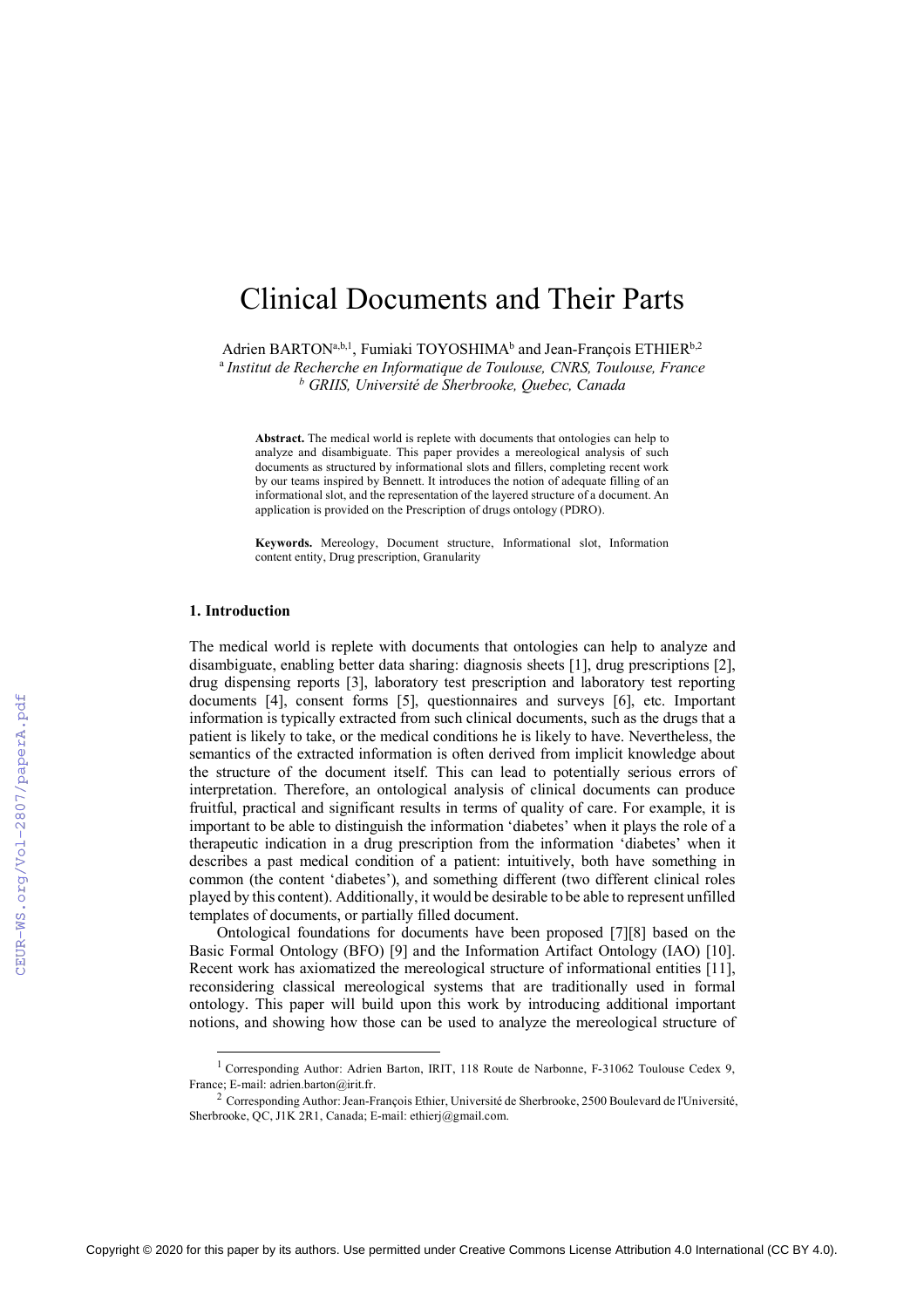# Clinical Documents and Their Parts

Adrien BARTON[a,b,1], Fumiaki TOYOSHIMA[b] and Jean-François ETHIER[b,2]

[a] *Institut de Recherche en Informatique de Toulouse, CNRS, Toulouse, France*
[b] *GRIIS, Université de Sherbrooke, Quebec, Canada*

**Abstract.** The medical world is replete with documents that ontologies can help to analyze and disambiguate. This paper provides a mereological analysis of such documents as structured by informational slots and fillers, completing recent work by our teams inspired by Bennett. It introduces the notion of adequate filling of an informational slot, and the representation of the layered structure of a document. An application is provided on the Prescription of drugs ontology (PDRO).

**Keywords.** Mereology, Document structure, Informational slot, Information content entity, Drug prescription, Granularity

## 1. Introduction

The medical world is replete with documents that ontologies can help to analyze and disambiguate, enabling better data sharing: diagnosis sheets [1], drug prescriptions [2], drug dispensing reports [3], laboratory test prescription and laboratory test reporting documents [4], consent forms [5], questionnaires and surveys [6], etc. Important information is typically extracted from such clinical documents, such as the drugs that a patient is likely to take, or the medical conditions he is likely to have. Nevertheless, the semantics of the extracted information is often derived from implicit knowledge about the structure of the document itself. This can lead to potentially serious errors of interpretation. Therefore, an ontological analysis of clinical documents can produce fruitful, practical and significant results in terms of quality of care. For example, it is important to be able to distinguish the information 'diabetes' when it plays the role of a therapeutic indication in a drug prescription from the information 'diabetes' when it describes a past medical condition of a patient: intuitively, both have something in common (the content 'diabetes'), and something different (two different clinical roles played by this content). Additionally, it would be desirable to be able to represent unfilled templates of documents, or partially filled document.

Ontological foundations for documents have been proposed [7][8] based on the Basic Formal Ontology (BFO) [9] and the Information Artifact Ontology (IAO) [10]. Recent work has axiomatized the mereological structure of informational entities [11], reconsidering classical mereological systems that are traditionally used in formal ontology. This paper will build upon this work by introducing additional important notions, and showing how those can be used to analyze the mereological structure of

[1] Corresponding Author: Adrien Barton, IRIT, 118 Route de Narbonne, F-31062 Toulouse Cedex 9, France; E-mail: adrien.barton@irit.fr.

[2] Corresponding Author: Jean-François Ethier, Université de Sherbrooke, 2500 Boulevard de l'Université, Sherbrooke, QC, J1K 2R1, Canada; E-mail: ethierj@gmail.com.

Copyright © 2020 for this paper by its authors. Use permitted under Creative Commons License Attribution 4.0 International (CC BY 4.0).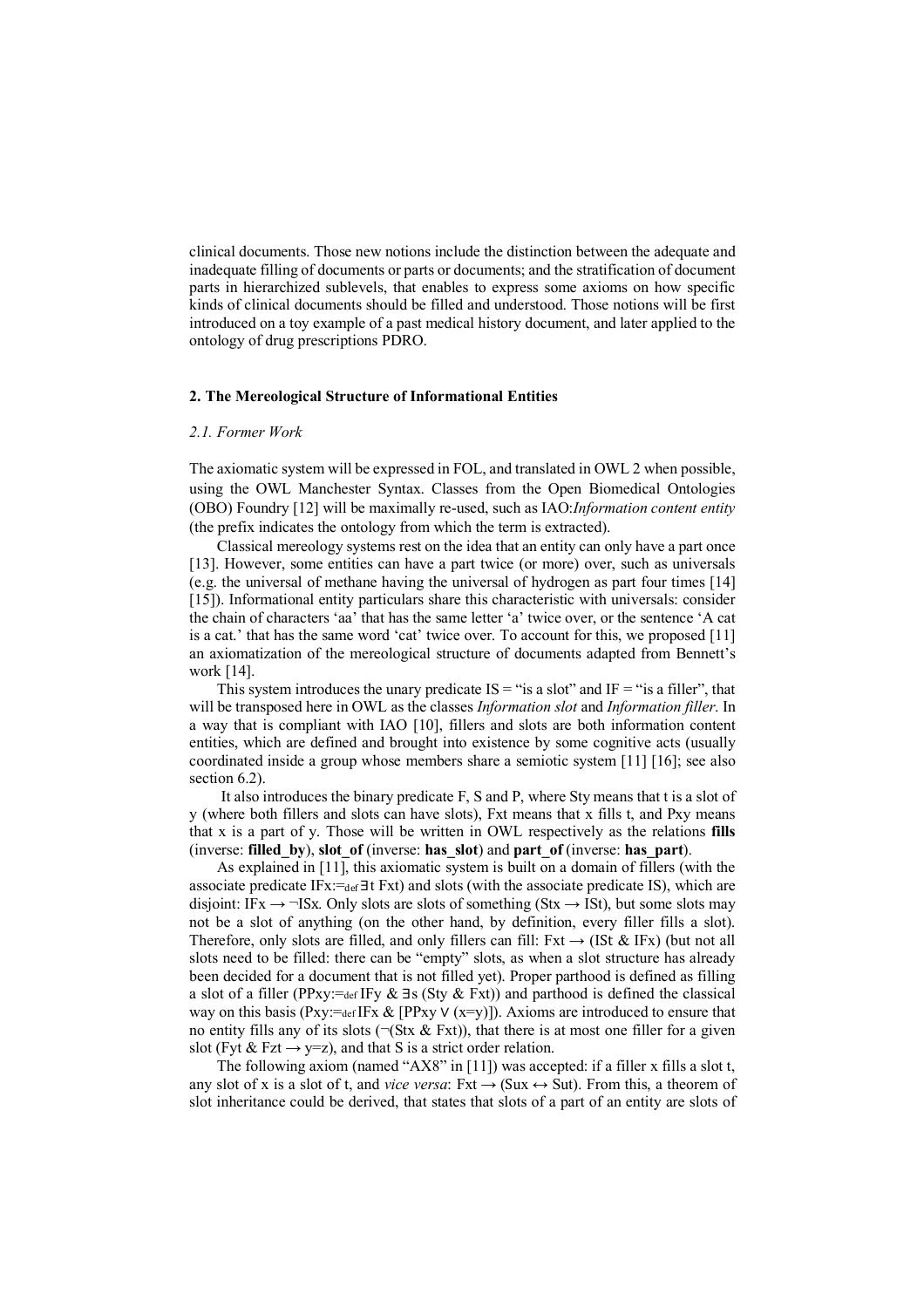clinical documents. Those new notions include the distinction between the adequate and inadequate filling of documents or parts or documents; and the stratification of document parts in hierarchized sublevels, that enables to express some axioms on how specific kinds of clinical documents should be filled and understood. Those notions will be first introduced on a toy example of a past medical history document, and later applied to the ontology of drug prescriptions PDRO.

## 2. The Mereological Structure of Informational Entities

### *2.1. Former Work*

The axiomatic system will be expressed in FOL, and translated in OWL 2 when possible, using the OWL Manchester Syntax. Classes from the Open Biomedical Ontologies (OBO) Foundry [12] will be maximally re-used, such as IAO:*Information content entity* (the prefix indicates the ontology from which the term is extracted).

Classical mereology systems rest on the idea that an entity can only have a part once [13]. However, some entities can have a part twice (or more) over, such as universals (e.g. the universal of methane having the universal of hydrogen as part four times [14] [15]). Informational entity particulars share this characteristic with universals: consider the chain of characters 'aa' that has the same letter 'a' twice over, or the sentence 'A cat is a cat.' that has the same word 'cat' twice over. To account for this, we proposed [11] an axiomatization of the mereological structure of documents adapted from Bennett's work [14].

This system introduces the unary predicate IS = "is a slot" and IF = "is a filler", that will be transposed here in OWL as the classes *Information slot* and *Information filler*. In a way that is compliant with IAO [10], fillers and slots are both information content entities, which are defined and brought into existence by some cognitive acts (usually coordinated inside a group whose members share a semiotic system [11] [16]; see also section 6.2).

It also introduces the binary predicate F, S and P, where Sty means that t is a slot of y (where both fillers and slots can have slots), Fxt means that x fills t, and Pxy means that x is a part of y. Those will be written in OWL respectively as the relations **fills** (inverse: **filled_by**), **slot_of** (inverse: **has_slot**) and **part_of** (inverse: **has_part**).

As explained in [11], this axiomatic system is built on a domain of fillers (with the associate predicate $IFx :=_{def} \exists t\ Fxt$) and slots (with the associate predicate IS), which are disjoint: $IFx \rightarrow \neg ISx$. Only slots are slots of something ($Stx \rightarrow ISt$), but some slots may not be a slot of anything (on the other hand, by definition, every filler fills a slot). Therefore, only slots are filled, and only fillers can fill: $Fxt \rightarrow (ISt\ \&\ IFx)$ (but not all slots need to be filled: there can be "empty" slots, as when a slot structure has already been decided for a document that is not filled yet). Proper parthood is defined as filling a slot of a filler ($PPxy :=_{def} IFy\ \&\ \exists s\ (Sty\ \&\ Fxt)$) and parthood is defined the classical way on this basis ($Pxy :=_{def} IFx\ \&\ [PPxy \lor (x=y)]$). Axioms are introduced to ensure that no entity fills any of its slots ($\neg(Stx\ \&\ Fxt)$), that there is at most one filler for a given slot ($Fyt\ \&\ Fzt \rightarrow y=z$), and that S is a strict order relation.

The following axiom (named "AX8" in [11]) was accepted: if a filler x fills a slot t, any slot of x is a slot of t, and *vice versa*: $Fxt \rightarrow (Sux \leftrightarrow Sut)$. From this, a theorem of slot inheritance could be derived, that states that slots of a part of an entity are slots of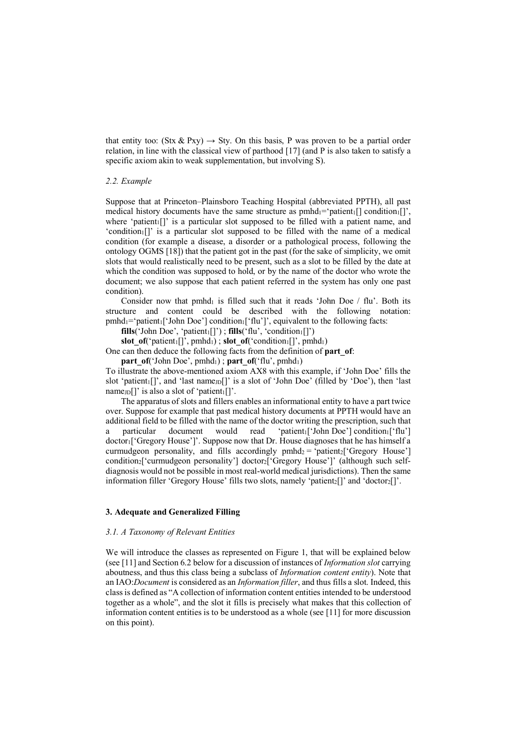that entity too: (Stx & Pxy) → Sty. On this basis, P was proven to be a partial order relation, in line with the classical view of parthood [17] (and P is also taken to satisfy a specific axiom akin to weak supplementation, but involving S).

### 2.2. Example

Suppose that at Princeton–Plainsboro Teaching Hospital (abbreviated PPTH), all past medical history documents have the same structure as $\text{pmhd}_1$='$\text{patient}_1$[] $\text{condition}_1$[]', where '$\text{patient}_1$[]' is a particular slot supposed to be filled with a patient name, and '$\text{condition}_1$[]' is a particular slot supposed to be filled with the name of a medical condition (for example a disease, a disorder or a pathological process, following the ontology OGMS [18]) that the patient got in the past (for the sake of simplicity, we omit slots that would realistically need to be present, such as a slot to be filled by the date at which the condition was supposed to hold, or by the name of the doctor who wrote the document; we also suppose that each patient referred in the system has only one past condition).

Consider now that $\text{pmhd}_1$ is filled such that it reads 'John Doe / flu'. Both its structure and content could be described with the following notation: $\text{pmhd}_1$='$\text{patient}_1$['John Doe'] $\text{condition}_1$['flu']', equivalent to the following facts:

**fills**('John Doe', '$\text{patient}_1$[]') ; **fills**('flu', '$\text{condition}_1$[]')

**slot_of**('$\text{patient}_1$[]', $\text{pmhd}_1$) ; **slot_of**('$\text{condition}_1$[]', $\text{pmhd}_1$)

One can then deduce the following facts from the definition of **part_of**:

**part_of**('John Doe', $\text{pmhd}_1$) ; **part_of**('flu', $\text{pmhd}_1$)

To illustrate the above-mentioned axiom AX8 with this example, if 'John Doe' fills the slot '$\text{patient}_1$[]', and 'last $\text{name}_{\text{JD}}$[]' is a slot of 'John Doe' (filled by 'Doe'), then 'last $\text{name}_{\text{JD}}$[]' is also a slot of '$\text{patient}_1$[]'.

The apparatus of slots and fillers enables an informational entity to have a part twice over. Suppose for example that past medical history documents at PPTH would have an additional field to be filled with the name of the doctor writing the prescription, such that a particular document would read '$\text{patient}_1$['John Doe'] $\text{condition}_1$['flu'] $\text{doctor}_1$['Gregory House']'. Suppose now that Dr. House diagnoses that he has himself a curmudgeon personality, and fills accordingly $\text{pmhd}_2$ = '$\text{patient}_2$['Gregory House'] $\text{condition}_2$['curmudgeon personality'] $\text{doctor}_2$['Gregory House']' (although such self-diagnosis would not be possible in most real-world medical jurisdictions). Then the same information filler 'Gregory House' fills two slots, namely '$\text{patient}_2$[]' and '$\text{doctor}_2$[]'.

## 3. Adequate and Generalized Filling

### 3.1. A Taxonomy of Relevant Entities

We will introduce the classes as represented on Figure 1, that will be explained below (see [11] and Section 6.2 below for a discussion of instances of *Information slot* carrying aboutness, and thus this class being a subclass of *Information content entity*). Note that an IAO:*Document* is considered as an *Information filler*, and thus fills a slot. Indeed, this class is defined as "A collection of information content entities intended to be understood together as a whole", and the slot it fills is precisely what makes that this collection of information content entities is to be understood as a whole (see [11] for more discussion on this point).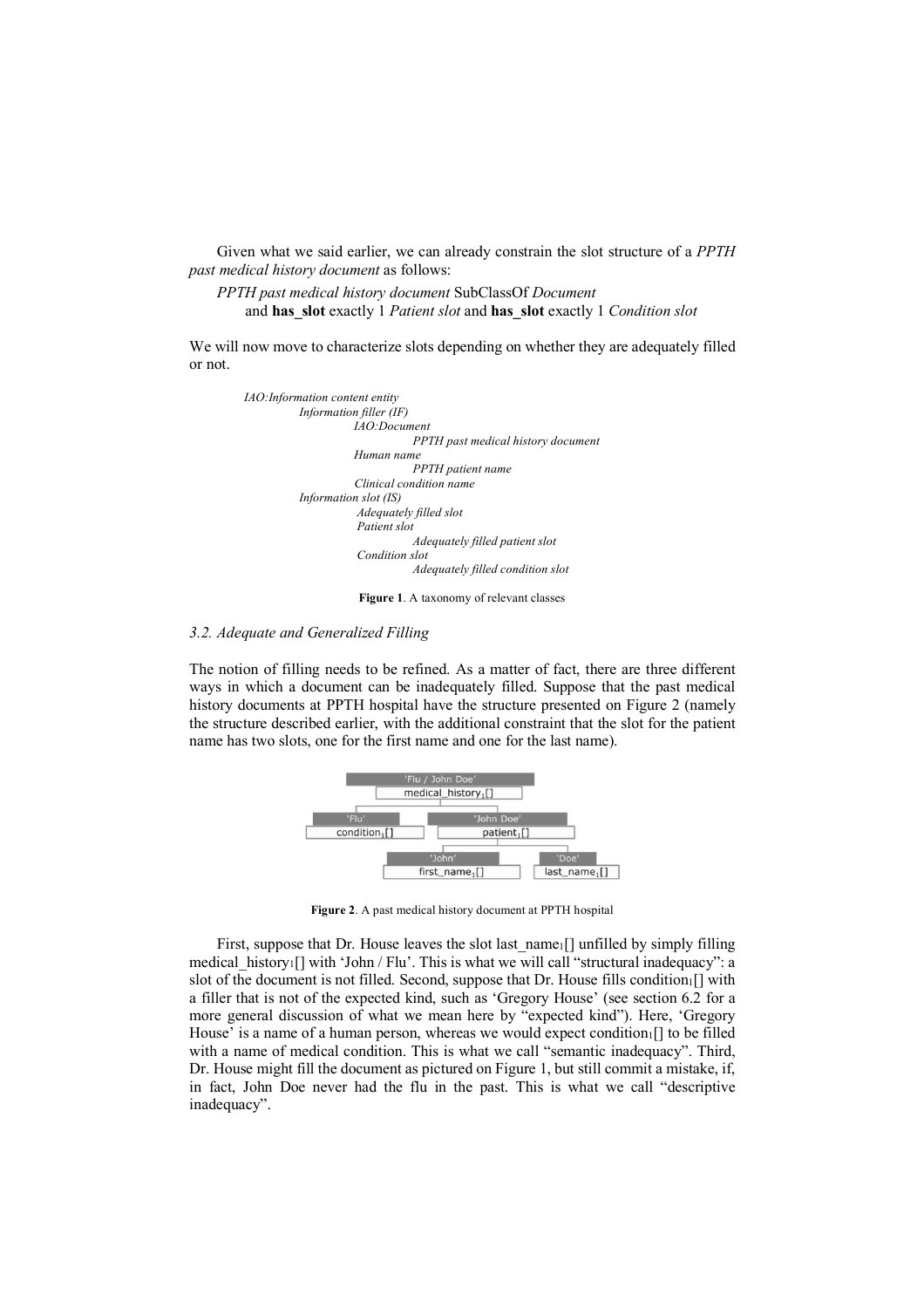Given what we said earlier, we can already constrain the slot structure of a *PPTH past medical history document* as follows:

*PPTH past medical history document* SubClassOf *Document*
and **has_slot** exactly 1 *Patient slot* and **has_slot** exactly 1 *Condition slot*

We will now move to characterize slots depending on whether they are adequately filled or not.

- *IAO:Information content entity*
  - *Information filler (IF)*
    - *IAO:Document*
      - *PPTH past medical history document*
    - *Human name*
      - *PPTH patient name*
    - *Clinical condition name*
  - *Information slot (IS)*
    - *Adequately filled slot*
    - *Patient slot*
      - *Adequately filled patient slot*
    - *Condition slot*
      - *Adequately filled condition slot*

**Figure 1**. A taxonomy of relevant classes

### *3.2. Adequate and Generalized Filling*

The notion of filling needs to be refined. As a matter of fact, there are three different ways in which a document can be inadequately filled. Suppose that the past medical history documents at PPTH hospital have the structure presented on Figure 2 (namely the structure described earlier, with the additional constraint that the slot for the patient name has two slots, one for the first name and one for the last name).

- 'Flu / John Doe' — $medical\_history_1[]$
  - 'Flu' — $condition_1[]$
  - 'John Doe' — $patient_1[]$
    - 'John' — $first\_name_1[]$
    - 'Doe' — $last\_name_1[]$

**Figure 2**. A past medical history document at PPTH hospital

First, suppose that Dr. House leaves the slot $last\_name_1[]$ unfilled by simply filling $medical\_history_1[]$ with 'John / Flu'. This is what we will call "structural inadequacy": a slot of the document is not filled. Second, suppose that Dr. House fills $condition_1[]$ with a filler that is not of the expected kind, such as 'Gregory House' (see section 6.2 for a more general discussion of what we mean here by "expected kind"). Here, 'Gregory House' is a name of a human person, whereas we would expect $condition_1[]$ to be filled with a name of medical condition. This is what we call "semantic inadequacy". Third, Dr. House might fill the document as pictured on Figure 1, but still commit a mistake, if, in fact, John Doe never had the flu in the past. This is what we call "descriptive inadequacy".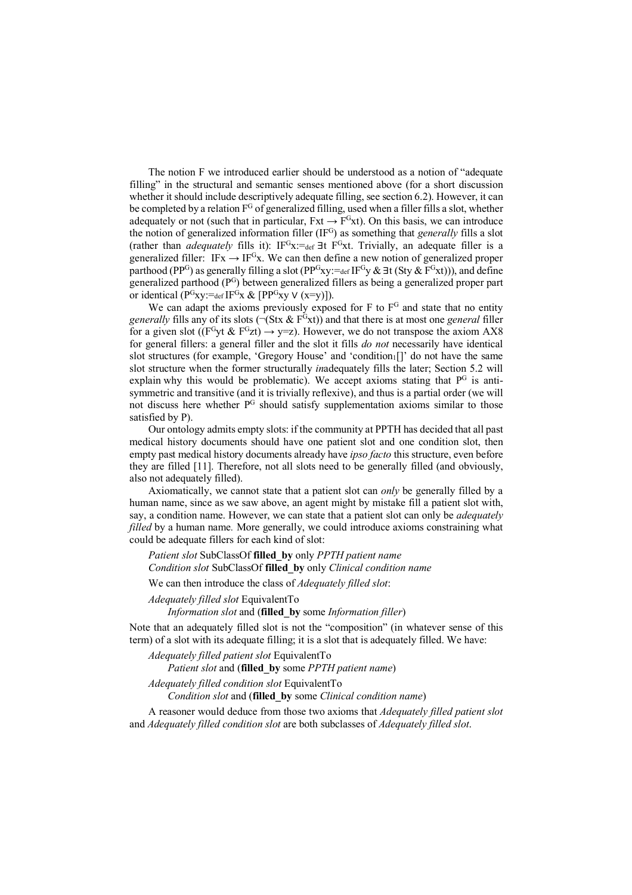The notion F we introduced earlier should be understood as a notion of "adequate filling" in the structural and semantic senses mentioned above (for a short discussion whether it should include descriptively adequate filling, see section 6.2). However, it can be completed by a relation $F^G$ of generalized filling, used when a filler fills a slot, whether adequately or not (such that in particular, $Fxt \rightarrow F^G xt$). On this basis, we can introduce the notion of generalized information filler ($IF^G$) as something that *generally* fills a slot (rather than *adequately* fills it): $IF^G x :=_{def} \exists t\ F^G xt$. Trivially, an adequate filler is a generalized filler: $IFx \rightarrow IF^G x$. We can then define a new notion of generalized proper parthood ($PP^G$) as generally filling a slot ($PP^G xy :=_{def} IF^G y \ \&\ \exists t\ (Sty \ \&\ F^G xt)$)), and define generalized parthood ($P^G$) between generalized fillers as being a generalized proper part or identical ($P^G xy :=_{def} IF^G x \ \&\ [PP^G xy \vee (x=y)]$).

We can adapt the axioms previously exposed for F to $F^G$ and state that no entity *generally* fills any of its slots ($\neg(Stx \ \&\ F^G xt)$) and that there is at most one *general* filler for a given slot ($(F^G yt \ \&\ F^G zt) \rightarrow y=z$). However, we do not transpose the axiom AX8 for general fillers: a general filler and the slot it fills *do not* necessarily have identical slot structures (for example, 'Gregory House' and '$\text{condition}_1[]$' do not have the same slot structure when the former structurally *in*adequately fills the later; Section 5.2 will explain why this would be problematic). We accept axioms stating that $P^G$ is anti-symmetric and transitive (and it is trivially reflexive), and thus is a partial order (we will not discuss here whether $P^G$ should satisfy supplementation axioms similar to those satisfied by P).

Our ontology admits empty slots: if the community at PPTH has decided that all past medical history documents should have one patient slot and one condition slot, then empty past medical history documents already have *ipso facto* this structure, even before they are filled [11]. Therefore, not all slots need to be generally filled (and obviously, also not adequately filled).

Axiomatically, we cannot state that a patient slot can *only* be generally filled by a human name, since as we saw above, an agent might by mistake fill a patient slot with, say, a condition name. However, we can state that a patient slot can only be *adequately filled* by a human name. More generally, we could introduce axioms constraining what could be adequate fillers for each kind of slot:

*Patient slot* SubClassOf **filled_by** only *PPTH patient name*
*Condition slot* SubClassOf **filled_by** only *Clinical condition name*

We can then introduce the class of *Adequately filled slot*:

*Adequately filled slot* EquivalentTo
  *Information slot* and (**filled_by** some *Information filler*)

Note that an adequately filled slot is not the "composition" (in whatever sense of this term) of a slot with its adequate filling; it is a slot that is adequately filled. We have:

*Adequately filled patient slot* EquivalentTo
  *Patient slot* and (**filled_by** some *PPTH patient name*)

*Adequately filled condition slot* EquivalentTo
  *Condition slot* and (**filled_by** some *Clinical condition name*)

A reasoner would deduce from those two axioms that *Adequately filled patient slot* and *Adequately filled condition slot* are both subclasses of *Adequately filled slot*.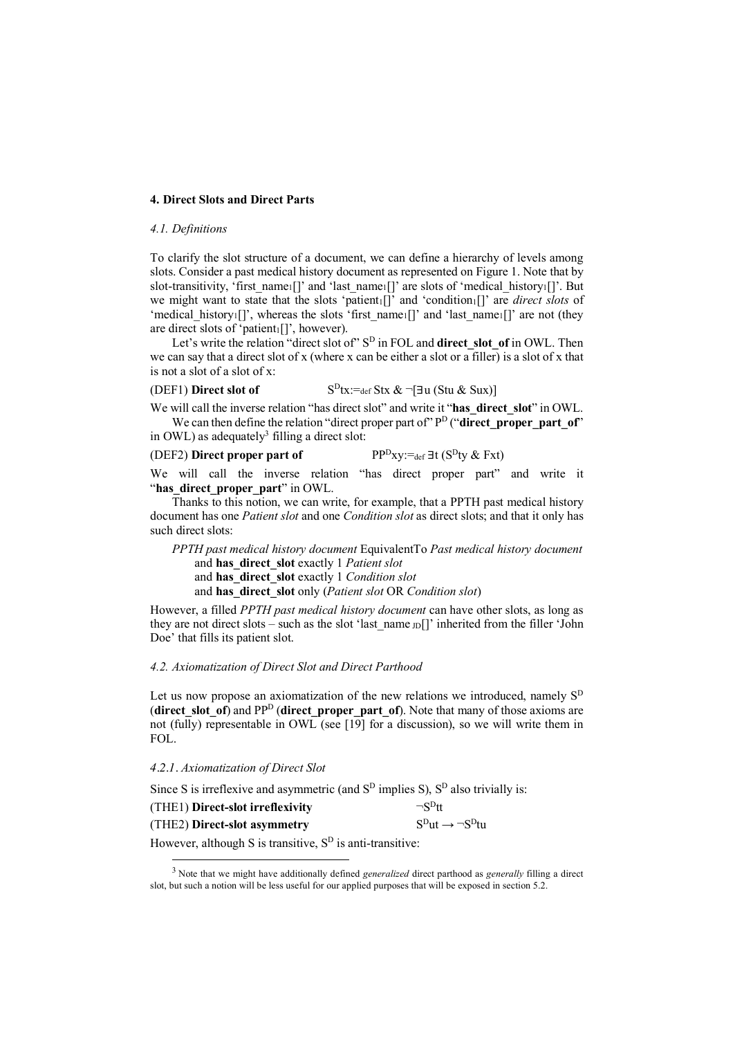## 4. Direct Slots and Direct Parts

### 4.1. Definitions

To clarify the slot structure of a document, we can define a hierarchy of levels among slots. Consider a past medical history document as represented on Figure 1. Note that by slot-transitivity, 'first_name$_1$[]' and 'last_name$_1$[]' are slots of 'medical_history$_1$[]'. But we might want to state that the slots 'patient$_1$[]' and 'condition$_1$[]' are *direct slots* of 'medical_history$_1$[]', whereas the slots 'first_name$_1$[]' and 'last_name$_1$[]' are not (they are direct slots of 'patient$_1$[]', however).

Let's write the relation "direct slot of" $S^D$ in FOL and **direct_slot_of** in OWL. Then we can say that a direct slot of x (where x can be either a slot or a filler) is a slot of x that is not a slot of a slot of x:

(DEF1) **Direct slot of** $S^D tx :=_{def} Stx \ \& \ \neg[\exists u \ (Stu \ \& \ Sux)]$

We will call the inverse relation "has direct slot" and write it "**has_direct_slot**" in OWL.

We can then define the relation "direct proper part of" $P^D$ ("**direct_proper_part_of**" in OWL) as adequately[3] filling a direct slot:

(DEF2) **Direct proper part of** $PP^D xy :=_{def} \exists t \ (S^D ty \ \& \ Fxt)$

We will call the inverse relation "has direct proper part" and write it "**has_direct_proper_part**" in OWL.

Thanks to this notion, we can write, for example, that a PPTH past medical history document has one *Patient slot* and one *Condition slot* as direct slots; and that it only has such direct slots:

> *PPTH past medical history document* EquivalentTo *Past medical history document*
> and **has_direct_slot** exactly 1 *Patient slot*
> and **has_direct_slot** exactly 1 *Condition slot*
> and **has_direct_slot** only (*Patient slot* OR *Condition slot*)

However, a filled *PPTH past medical history document* can have other slots, as long as they are not direct slots – such as the slot 'last_name $_{JD}$[]' inherited from the filler 'John Doe' that fills its patient slot.

### 4.2. Axiomatization of Direct Slot and Direct Parthood

Let us now propose an axiomatization of the new relations we introduced, namely $S^D$ (**direct_slot_of**) and $PP^D$ (**direct_proper_part_of**). Note that many of those axioms are not (fully) representable in OWL (see [19] for a discussion), so we will write them in FOL.

#### 4.2.1. Axiomatization of Direct Slot

Since S is irreflexive and asymmetric (and $S^D$ implies S), $S^D$ also trivially is:

(THE1) **Direct-slot irreflexivity** $\neg S^D tt$

(THE2) **Direct-slot asymmetry** $S^D ut \rightarrow \neg S^D tu$

However, although S is transitive, $S^D$ is anti-transitive:

[3] Note that we might have additionally defined *generalized* direct parthood as *generally* filling a direct slot, but such a notion will be less useful for our applied purposes that will be exposed in section 5.2.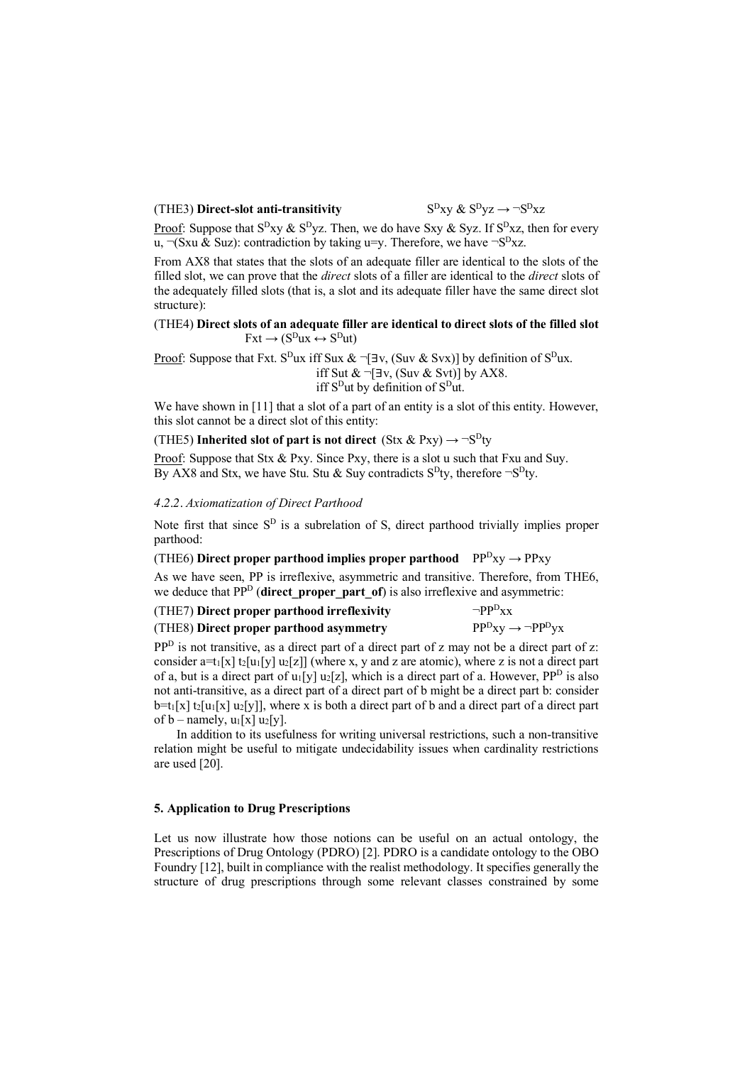(THE3) **Direct-slot anti-transitivity** $S^{D}xy \& S^{D}yz \rightarrow \neg S^{D}xz$

Proof: Suppose that $S^{D}xy \& S^{D}yz$. Then, we do have $Sxy \& Syz$. If $S^{D}xz$, then for every u, $\neg(Sxu \& Suz)$: contradiction by taking u=y. Therefore, we have $\neg S^{D}xz$.

From AX8 that states that the slots of an adequate filler are identical to the slots of the filled slot, we can prove that the *direct* slots of a filler are identical to the *direct* slots of the adequately filled slots (that is, a slot and its adequate filler have the same direct slot structure):

(THE4) **Direct slots of an adequate filler are identical to direct slots of the filled slot**

$$Fxt \rightarrow (S^{D}ux \leftrightarrow S^{D}ut)$$

Proof: Suppose that Fxt. $S^{D}ux$ iff $Sux \& \neg[\exists v, (Suv \& Svx)]$ by definition of $S^{D}ux$.
iff $Sut \& \neg[\exists v, (Suv \& Svt)]$ by AX8.
iff $S^{D}ut$ by definition of $S^{D}ut$.

We have shown in [11] that a slot of a part of an entity is a slot of this entity. However, this slot cannot be a direct slot of this entity:

(THE5) **Inherited slot of part is not direct** $(Stx \& Pxy) \rightarrow \neg S^{D}ty$

Proof: Suppose that $Stx \& Pxy$. Since Pxy, there is a slot u such that Fxu and Suy. By AX8 and Stx, we have Stu. $Stu \& Suy$ contradicts $S^{D}ty$, therefore $\neg S^{D}ty$.

#### *4.2.2. Axiomatization of Direct Parthood*

Note first that since $S^{D}$ is a subrelation of S, direct parthood trivially implies proper parthood:

(THE6) **Direct proper parthood implies proper parthood** $PP^{D}xy \rightarrow PPxy$

As we have seen, PP is irreflexive, asymmetric and transitive. Therefore, from THE6, we deduce that $PP^{D}$ (**direct_proper_part_of**) is also irreflexive and asymmetric:

(THE7) **Direct proper parthood irreflexivity** $\neg PP^{D}xx$

(THE8) **Direct proper parthood asymmetry** $PP^{D}xy \rightarrow \neg PP^{D}yx$

$PP^{D}$ is not transitive, as a direct part of a direct part of z may not be a direct part of z: consider $a=t_1[x]\ t_2[u_1[y]\ u_2[z]]$ (where x, y and z are atomic), where z is not a direct part of a, but is a direct part of $u_1[y]\ u_2[z]$, which is a direct part of a. However, $PP^{D}$ is also not anti-transitive, as a direct part of a direct part of b might be a direct part b: consider $b=t_1[x]\ t_2[u_1[x]\ u_2[y]]$, where x is both a direct part of b and a direct part of a direct part of b – namely, $u_1[x]\ u_2[y]$.

In addition to its usefulness for writing universal restrictions, such a non-transitive relation might be useful to mitigate undecidability issues when cardinality restrictions are used [20].

## **5. Application to Drug Prescriptions**

Let us now illustrate how those notions can be useful on an actual ontology, the Prescriptions of Drug Ontology (PDRO) [2]. PDRO is a candidate ontology to the OBO Foundry [12], built in compliance with the realist methodology. It specifies generally the structure of drug prescriptions through some relevant classes constrained by some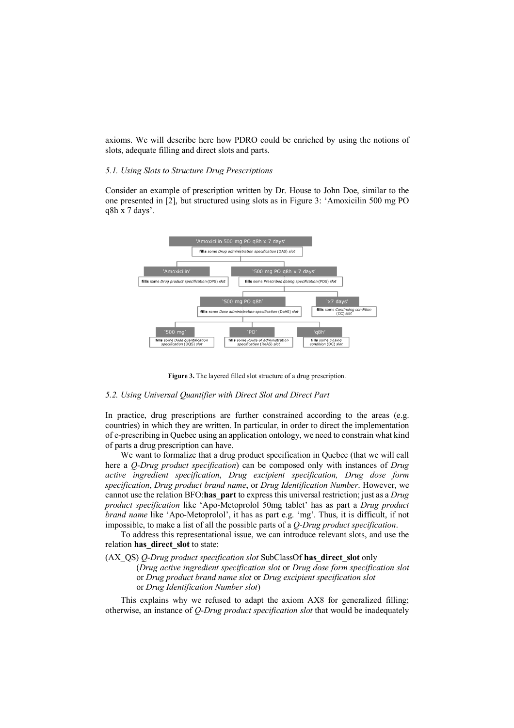axioms. We will describe here how PDRO could be enriched by using the notions of slots, adequate filling and direct slots and parts.

### *5.1. Using Slots to Structure Drug Prescriptions*

Consider an example of prescription written by Dr. House to John Doe, similar to the one presented in [2], but structured using slots as in Figure 3: 'Amoxicilin 500 mg PO q8h x 7 days'.

**Figure 3.** The layered filled slot structure of a drug prescription.

### *5.2. Using Universal Quantifier with Direct Slot and Direct Part*

In practice, drug prescriptions are further constrained according to the areas (e.g. countries) in which they are written. In particular, in order to direct the implementation of e-prescribing in Quebec using an application ontology, we need to constrain what kind of parts a drug prescription can have.

We want to formalize that a drug product specification in Quebec (that we will call here a *Q-Drug product specification*) can be composed only with instances of *Drug active ingredient specification*, *Drug excipient specification, Drug dose form specification*, *Drug product brand name*, or *Drug Identification Number*. However, we cannot use the relation BFO:**has_part** to express this universal restriction; just as a *Drug product specification* like 'Apo-Metoprolol 50mg tablet' has as part a *Drug product brand name* like 'Apo-Metoprolol', it has as part e.g. 'mg'. Thus, it is difficult, if not impossible, to make a list of all the possible parts of a *Q-Drug product specification*.

To address this representational issue, we can introduce relevant slots, and use the relation **has_direct_slot** to state:

(AX_QS) *Q-Drug product specification slot* SubClassOf **has_direct_slot** only
(*Drug active ingredient specification slot* or *Drug dose form specification slot*
or *Drug product brand name slot* or *Drug excipient specification slot*
or *Drug Identification Number slot*)

This explains why we refused to adapt the axiom AX8 for generalized filling; otherwise, an instance of *Q-Drug product specification slot* that would be inadequately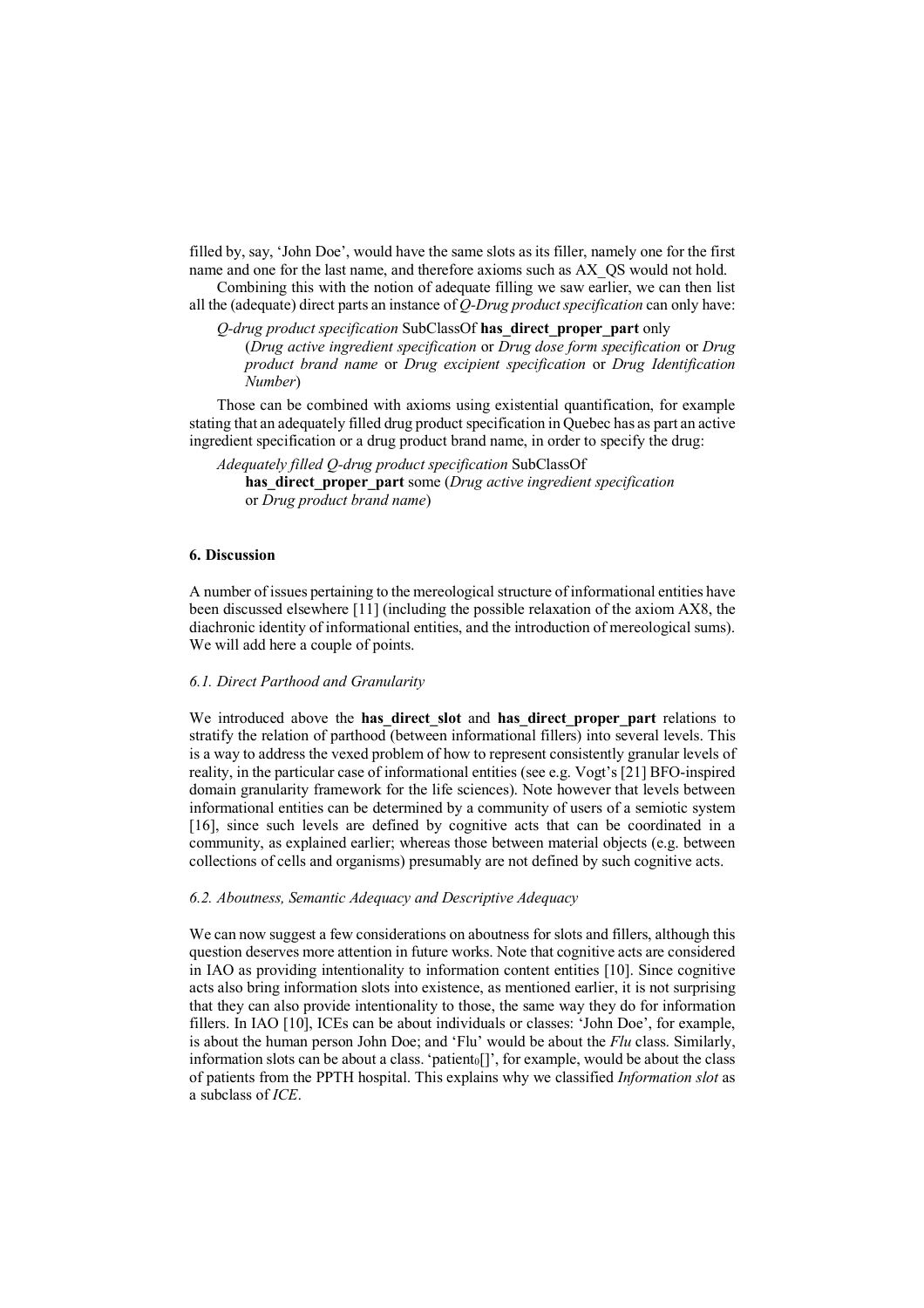filled by, say, 'John Doe', would have the same slots as its filler, namely one for the first name and one for the last name, and therefore axioms such as AX_QS would not hold.

Combining this with the notion of adequate filling we saw earlier, we can then list all the (adequate) direct parts an instance of *Q-Drug product specification* can only have:

> *Q-drug product specification* SubClassOf **has_direct_proper_part** only
> (*Drug active ingredient specification* or *Drug dose form specification* or *Drug product brand name* or *Drug excipient specification* or *Drug Identification Number*)

Those can be combined with axioms using existential quantification, for example stating that an adequately filled drug product specification in Quebec has as part an active ingredient specification or a drug product brand name, in order to specify the drug:

> *Adequately filled Q-drug product specification* SubClassOf
> **has_direct_proper_part** some (*Drug active ingredient specification* or *Drug product brand name*)

## 6. Discussion

A number of issues pertaining to the mereological structure of informational entities have been discussed elsewhere [11] (including the possible relaxation of the axiom AX8, the diachronic identity of informational entities, and the introduction of mereological sums). We will add here a couple of points.

### *6.1. Direct Parthood and Granularity*

We introduced above the **has_direct_slot** and **has_direct_proper_part** relations to stratify the relation of parthood (between informational fillers) into several levels. This is a way to address the vexed problem of how to represent consistently granular levels of reality, in the particular case of informational entities (see e.g. Vogt's [21] BFO-inspired domain granularity framework for the life sciences). Note however that levels between informational entities can be determined by a community of users of a semiotic system [16], since such levels are defined by cognitive acts that can be coordinated in a community, as explained earlier; whereas those between material objects (e.g. between collections of cells and organisms) presumably are not defined by such cognitive acts.

### *6.2. Aboutness, Semantic Adequacy and Descriptive Adequacy*

We can now suggest a few considerations on aboutness for slots and fillers, although this question deserves more attention in future works. Note that cognitive acts are considered in IAO as providing intentionality to information content entities [10]. Since cognitive acts also bring information slots into existence, as mentioned earlier, it is not surprising that they can also provide intentionality to those, the same way they do for information fillers. In IAO [10], ICEs can be about individuals or classes: 'John Doe', for example, is about the human person John Doe; and 'Flu' would be about the *Flu* class. Similarly, information slots can be about a class. '$\text{patient}_0$[]', for example, would be about the class of patients from the PPTH hospital. This explains why we classified *Information slot* as a subclass of *ICE*.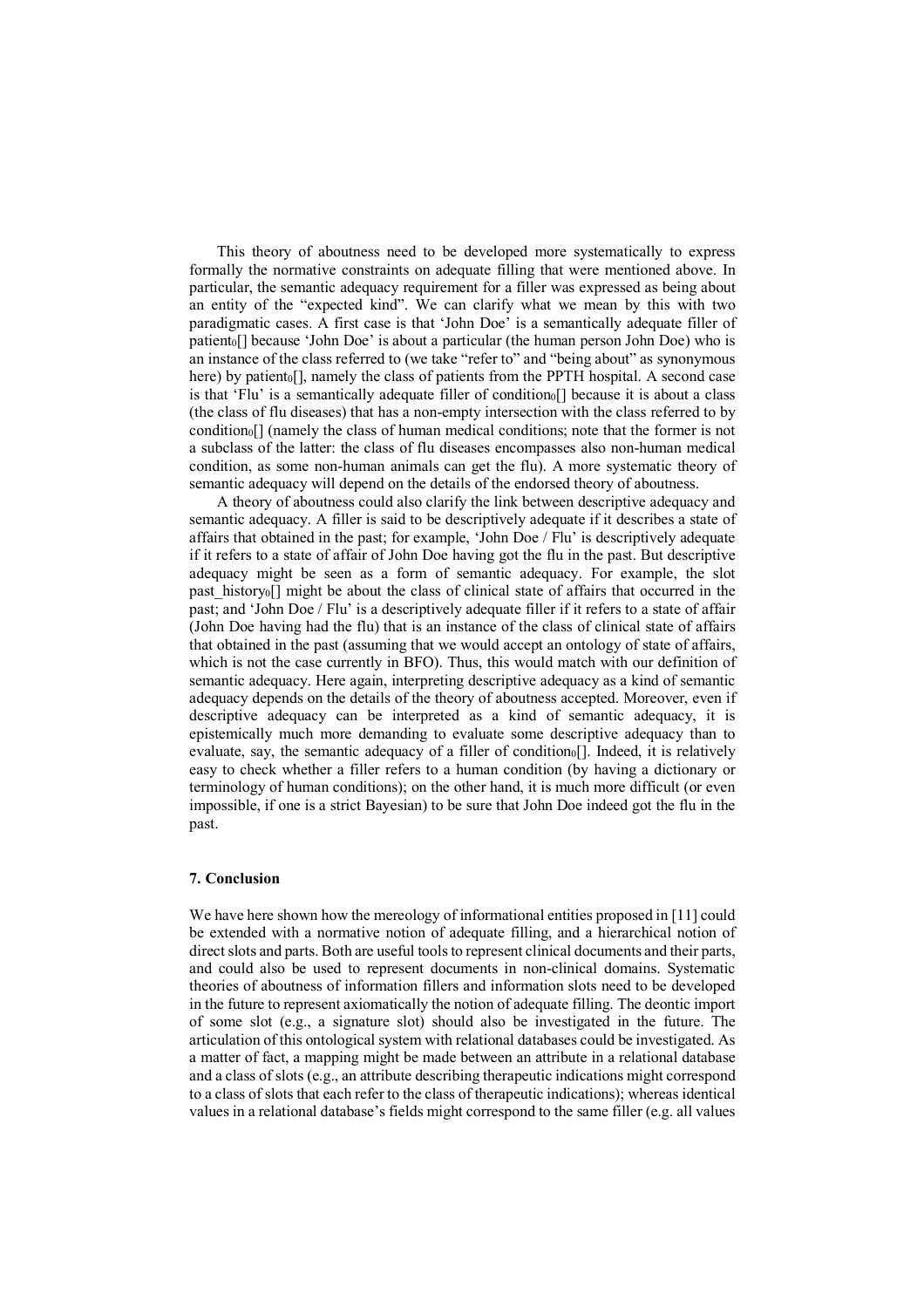This theory of aboutness need to be developed more systematically to express formally the normative constraints on adequate filling that were mentioned above. In particular, the semantic adequacy requirement for a filler was expressed as being about an entity of the "expected kind". We can clarify what we mean by this with two paradigmatic cases. A first case is that 'John Doe' is a semantically adequate filler of $patient_0[]$ because 'John Doe' is about a particular (the human person John Doe) who is an instance of the class referred to (we take "refer to" and "being about" as synonymous here) by $patient_0[]$, namely the class of patients from the PPTH hospital. A second case is that 'Flu' is a semantically adequate filler of $condition_0[]$ because it is about a class (the class of flu diseases) that has a non-empty intersection with the class referred to by $condition_0[]$ (namely the class of human medical conditions; note that the former is not a subclass of the latter: the class of flu diseases encompasses also non-human medical condition, as some non-human animals can get the flu). A more systematic theory of semantic adequacy will depend on the details of the endorsed theory of aboutness.

A theory of aboutness could also clarify the link between descriptive adequacy and semantic adequacy. A filler is said to be descriptively adequate if it describes a state of affairs that obtained in the past; for example, 'John Doe / Flu' is descriptively adequate if it refers to a state of affair of John Doe having got the flu in the past. But descriptive adequacy might be seen as a form of semantic adequacy. For example, the slot $past\_history_0[]$ might be about the class of clinical state of affairs that occurred in the past; and 'John Doe / Flu' is a descriptively adequate filler if it refers to a state of affair (John Doe having had the flu) that is an instance of the class of clinical state of affairs that obtained in the past (assuming that we would accept an ontology of state of affairs, which is not the case currently in BFO). Thus, this would match with our definition of semantic adequacy. Here again, interpreting descriptive adequacy as a kind of semantic adequacy depends on the details of the theory of aboutness accepted. Moreover, even if descriptive adequacy can be interpreted as a kind of semantic adequacy, it is epistemically much more demanding to evaluate some descriptive adequacy than to evaluate, say, the semantic adequacy of a filler of $condition_0[]$. Indeed, it is relatively easy to check whether a filler refers to a human condition (by having a dictionary or terminology of human conditions); on the other hand, it is much more difficult (or even impossible, if one is a strict Bayesian) to be sure that John Doe indeed got the flu in the past.

## 7. Conclusion

We have here shown how the mereology of informational entities proposed in [11] could be extended with a normative notion of adequate filling, and a hierarchical notion of direct slots and parts. Both are useful tools to represent clinical documents and their parts, and could also be used to represent documents in non-clinical domains. Systematic theories of aboutness of information fillers and information slots need to be developed in the future to represent axiomatically the notion of adequate filling. The deontic import of some slot (e.g., a signature slot) should also be investigated in the future. The articulation of this ontological system with relational databases could be investigated. As a matter of fact, a mapping might be made between an attribute in a relational database and a class of slots (e.g., an attribute describing therapeutic indications might correspond to a class of slots that each refer to the class of therapeutic indications); whereas identical values in a relational database's fields might correspond to the same filler (e.g. all values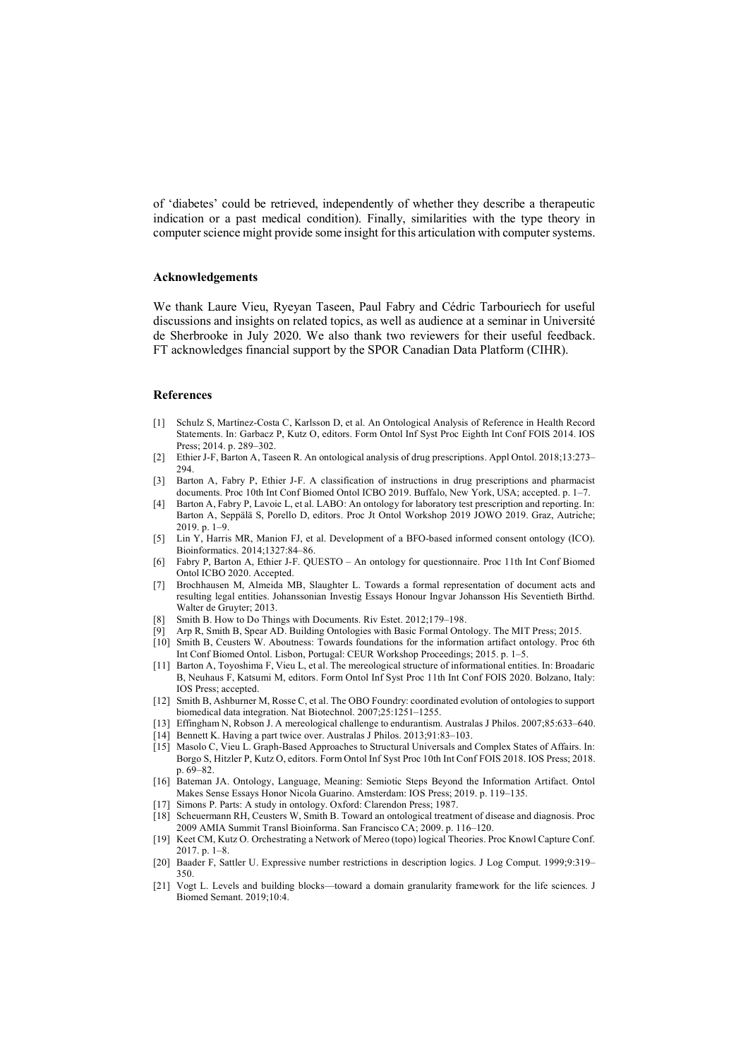of 'diabetes' could be retrieved, independently of whether they describe a therapeutic indication or a past medical condition). Finally, similarities with the type theory in computer science might provide some insight for this articulation with computer systems.

## Acknowledgements

We thank Laure Vieu, Ryeyan Taseen, Paul Fabry and Cédric Tarbouriech for useful discussions and insights on related topics, as well as audience at a seminar in Université de Sherbrooke in July 2020. We also thank two reviewers for their useful feedback. FT acknowledges financial support by the SPOR Canadian Data Platform (CIHR).

## References

[1] Schulz S, Martínez-Costa C, Karlsson D, et al. An Ontological Analysis of Reference in Health Record Statements. In: Garbacz P, Kutz O, editors. Form Ontol Inf Syst Proc Eighth Int Conf FOIS 2014. IOS Press; 2014. p. 289–302.

[2] Ethier J-F, Barton A, Taseen R. An ontological analysis of drug prescriptions. Appl Ontol. 2018;13:273–294.

[3] Barton A, Fabry P, Ethier J-F. A classification of instructions in drug prescriptions and pharmacist documents. Proc 10th Int Conf Biomed Ontol ICBO 2019. Buffalo, New York, USA; accepted. p. 1–7.

[4] Barton A, Fabry P, Lavoie L, et al. LABO: An ontology for laboratory test prescription and reporting. In: Barton A, Seppälä S, Porello D, editors. Proc Jt Ontol Workshop 2019 JOWO 2019. Graz, Autriche; 2019. p. 1–9.

[5] Lin Y, Harris MR, Manion FJ, et al. Development of a BFO-based informed consent ontology (ICO). Bioinformatics. 2014;1327:84–86.

[6] Fabry P, Barton A, Ethier J-F. QUESTO – An ontology for questionnaire. Proc 11th Int Conf Biomed Ontol ICBO 2020. Accepted.

[7] Brochhausen M, Almeida MB, Slaughter L. Towards a formal representation of document acts and resulting legal entities. Johanssonian Investig Essays Honour Ingvar Johansson His Seventieth Birthd. Walter de Gruyter; 2013.

[8] Smith B. How to Do Things with Documents. Riv Estet. 2012;179–198.

[9] Arp R, Smith B, Spear AD. Building Ontologies with Basic Formal Ontology. The MIT Press; 2015.

[10] Smith B, Ceusters W. Aboutness: Towards foundations for the information artifact ontology. Proc 6th Int Conf Biomed Ontol. Lisbon, Portugal: CEUR Workshop Proceedings; 2015. p. 1–5.

[11] Barton A, Toyoshima F, Vieu L, et al. The mereological structure of informational entities. In: Broadaric B, Neuhaus F, Katsumi M, editors. Form Ontol Inf Syst Proc 11th Int Conf FOIS 2020. Bolzano, Italy: IOS Press; accepted.

[12] Smith B, Ashburner M, Rosse C, et al. The OBO Foundry: coordinated evolution of ontologies to support biomedical data integration. Nat Biotechnol. 2007;25:1251–1255.

[13] Effingham N, Robson J. A mereological challenge to endurantism. Australas J Philos. 2007;85:633–640.

[14] Bennett K. Having a part twice over. Australas J Philos. 2013;91:83–103.

[15] Masolo C, Vieu L. Graph-Based Approaches to Structural Universals and Complex States of Affairs. In: Borgo S, Hitzler P, Kutz O, editors. Form Ontol Inf Syst Proc 10th Int Conf FOIS 2018. IOS Press; 2018. p. 69–82.

[16] Bateman JA. Ontology, Language, Meaning: Semiotic Steps Beyond the Information Artifact. Ontol Makes Sense Essays Honor Nicola Guarino. Amsterdam: IOS Press; 2019. p. 119–135.

[17] Simons P. Parts: A study in ontology. Oxford: Clarendon Press; 1987.

[18] Scheuermann RH, Ceusters W, Smith B. Toward an ontological treatment of disease and diagnosis. Proc 2009 AMIA Summit Transl Bioinforma. San Francisco CA; 2009. p. 116–120.

[19] Keet CM, Kutz O. Orchestrating a Network of Mereo (topo) logical Theories. Proc Knowl Capture Conf. 2017. p. 1–8.

[20] Baader F, Sattler U. Expressive number restrictions in description logics. J Log Comput. 1999;9:319–350.

[21] Vogt L. Levels and building blocks—toward a domain granularity framework for the life sciences. J Biomed Semant. 2019;10:4.